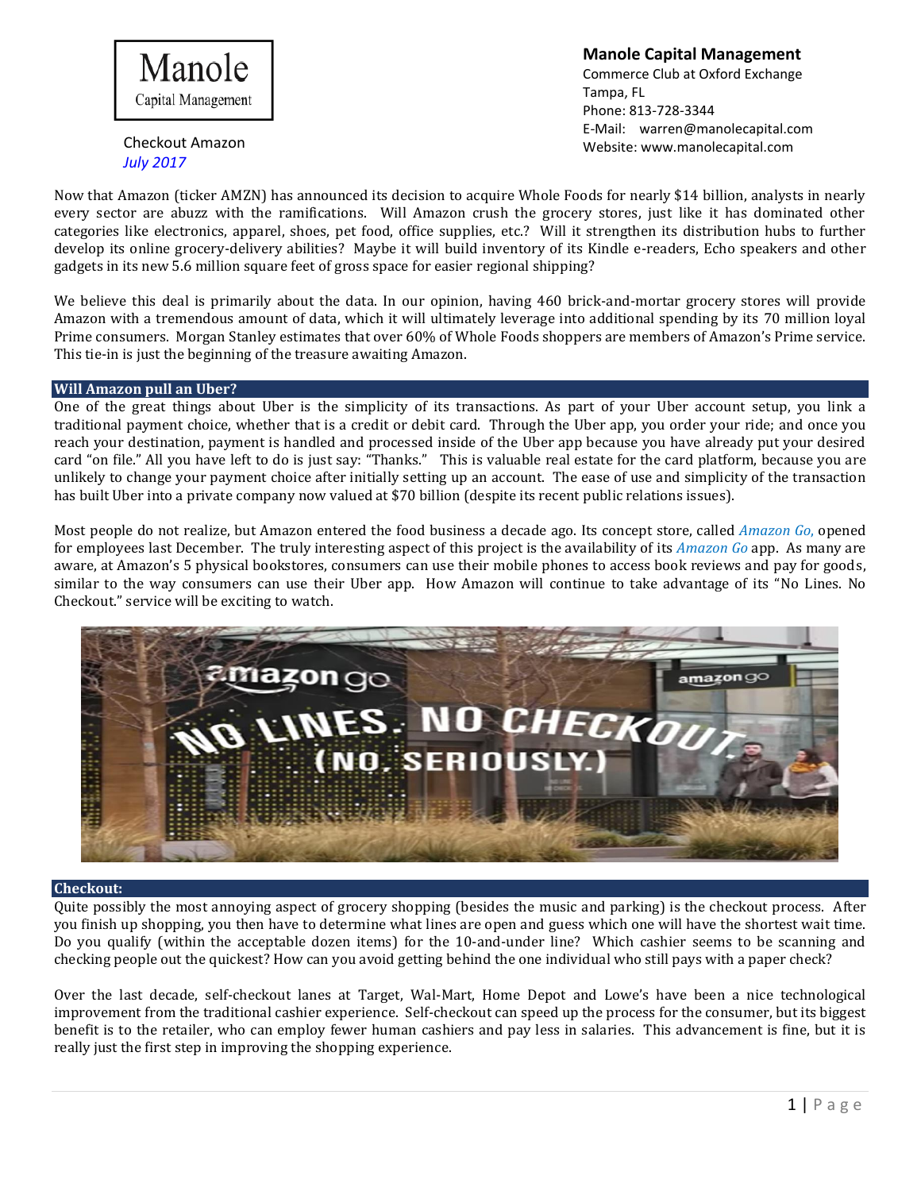Manole Capital Management

**Manole Capital Management**
Commerce Club at Oxford Exchange
Tampa, FL
Phone: 813-728-3344
E-Mail: warren@manolecapital.com
Website: www.manolecapital.com

Checkout Amazon
*July 2017*

Now that Amazon (ticker AMZN) has announced its decision to acquire Whole Foods for nearly $14 billion, analysts in nearly every sector are abuzz with the ramifications. Will Amazon crush the grocery stores, just like it has dominated other categories like electronics, apparel, shoes, pet food, office supplies, etc.? Will it strengthen its distribution hubs to further develop its online grocery-delivery abilities? Maybe it will build inventory of its Kindle e-readers, Echo speakers and other gadgets in its new 5.6 million square feet of gross space for easier regional shipping?

We believe this deal is primarily about the data. In our opinion, having 460 brick-and-mortar grocery stores will provide Amazon with a tremendous amount of data, which it will ultimately leverage into additional spending by its 70 million loyal Prime consumers. Morgan Stanley estimates that over 60% of Whole Foods shoppers are members of Amazon's Prime service. This tie-in is just the beginning of the treasure awaiting Amazon.

## Will Amazon pull an Uber?

One of the great things about Uber is the simplicity of its transactions. As part of your Uber account setup, you link a traditional payment choice, whether that is a credit or debit card. Through the Uber app, you order your ride; and once you reach your destination, payment is handled and processed inside of the Uber app because you have already put your desired card "on file." All you have left to do is just say: "Thanks." This is valuable real estate for the card platform, because you are unlikely to change your payment choice after initially setting up an account. The ease of use and simplicity of the transaction has built Uber into a private company now valued at $70 billion (despite its recent public relations issues).

Most people do not realize, but Amazon entered the food business a decade ago. Its concept store, called *Amazon Go,* opened for employees last December. The truly interesting aspect of this project is the availability of its *Amazon Go* app. As many are aware, at Amazon's 5 physical bookstores, consumers can use their mobile phones to access book reviews and pay for goods, similar to the way consumers can use their Uber app. How Amazon will continue to take advantage of its "No Lines. No Checkout." service will be exciting to watch.

## Checkout:

Quite possibly the most annoying aspect of grocery shopping (besides the music and parking) is the checkout process. After you finish up shopping, you then have to determine what lines are open and guess which one will have the shortest wait time. Do you qualify (within the acceptable dozen items) for the 10-and-under line? Which cashier seems to be scanning and checking people out the quickest? How can you avoid getting behind the one individual who still pays with a paper check?

Over the last decade, self-checkout lanes at Target, Wal-Mart, Home Depot and Lowe's have been a nice technological improvement from the traditional cashier experience. Self-checkout can speed up the process for the consumer, but its biggest benefit is to the retailer, who can employ fewer human cashiers and pay less in salaries. This advancement is fine, but it is really just the first step in improving the shopping experience.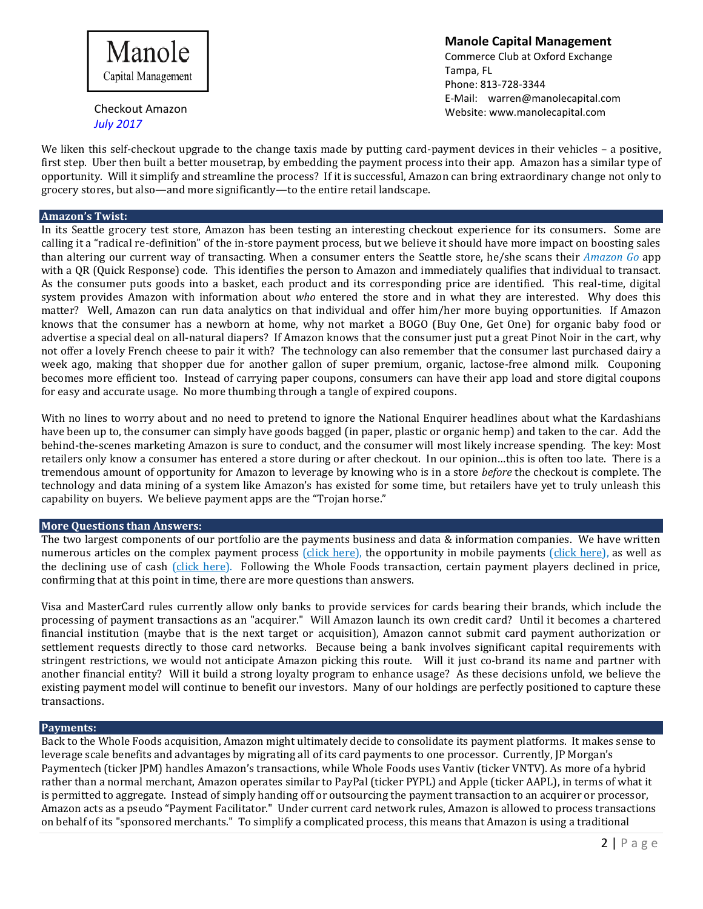We liken this self-checkout upgrade to the change taxis made by putting card-payment devices in their vehicles – a positive, first step. Uber then built a better mousetrap, by embedding the payment process into their app. Amazon has a similar type of opportunity. Will it simplify and streamline the process? If it is successful, Amazon can bring extraordinary change not only to grocery stores, but also—and more significantly—to the entire retail landscape.

## Amazon's Twist:

In its Seattle grocery test store, Amazon has been testing an interesting checkout experience for its consumers. Some are calling it a "radical re-definition" of the in-store payment process, but we believe it should have more impact on boosting sales than altering our current way of transacting. When a consumer enters the Seattle store, he/she scans their *Amazon Go* app with a QR (Quick Response) code. This identifies the person to Amazon and immediately qualifies that individual to transact. As the consumer puts goods into a basket, each product and its corresponding price are identified. This real-time, digital system provides Amazon with information about *who* entered the store and in what they are interested. Why does this matter? Well, Amazon can run data analytics on that individual and offer him/her more buying opportunities. If Amazon knows that the consumer has a newborn at home, why not market a BOGO (Buy One, Get One) for organic baby food or advertise a special deal on all-natural diapers? If Amazon knows that the consumer just put a great Pinot Noir in the cart, why not offer a lovely French cheese to pair it with? The technology can also remember that the consumer last purchased dairy a week ago, making that shopper due for another gallon of super premium, organic, lactose-free almond milk. Couponing becomes more efficient too. Instead of carrying paper coupons, consumers can have their app load and store digital coupons for easy and accurate usage. No more thumbing through a tangle of expired coupons.

With no lines to worry about and no need to pretend to ignore the National Enquirer headlines about what the Kardashians have been up to, the consumer can simply have goods bagged (in paper, plastic or organic hemp) and taken to the car. Add the behind-the-scenes marketing Amazon is sure to conduct, and the consumer will most likely increase spending. The key: Most retailers only know a consumer has entered a store during or after checkout. In our opinion…this is often too late. There is a tremendous amount of opportunity for Amazon to leverage by knowing who is in a store *before* the checkout is complete. The technology and data mining of a system like Amazon's has existed for some time, but retailers have yet to truly unleash this capability on buyers. We believe payment apps are the "Trojan horse."

## More Questions than Answers:

The two largest components of our portfolio are the payments business and data & information companies. We have written numerous articles on the complex payment process (click here), the opportunity in mobile payments (click here), as well as the declining use of cash (click here). Following the Whole Foods transaction, certain payment players declined in price, confirming that at this point in time, there are more questions than answers.

Visa and MasterCard rules currently allow only banks to provide services for cards bearing their brands, which include the processing of payment transactions as an "acquirer." Will Amazon launch its own credit card? Until it becomes a chartered financial institution (maybe that is the next target or acquisition), Amazon cannot submit card payment authorization or settlement requests directly to those card networks. Because being a bank involves significant capital requirements with stringent restrictions, we would not anticipate Amazon picking this route. Will it just co-brand its name and partner with another financial entity? Will it build a strong loyalty program to enhance usage? As these decisions unfold, we believe the existing payment model will continue to benefit our investors. Many of our holdings are perfectly positioned to capture these transactions.

## Payments:

Back to the Whole Foods acquisition, Amazon might ultimately decide to consolidate its payment platforms. It makes sense to leverage scale benefits and advantages by migrating all of its card payments to one processor. Currently, JP Morgan's Paymentech (ticker JPM) handles Amazon's transactions, while Whole Foods uses Vantiv (ticker VNTV). As more of a hybrid rather than a normal merchant, Amazon operates similar to PayPal (ticker PYPL) and Apple (ticker AAPL), in terms of what it is permitted to aggregate. Instead of simply handing off or outsourcing the payment transaction to an acquirer or processor, Amazon acts as a pseudo "Payment Facilitator." Under current card network rules, Amazon is allowed to process transactions on behalf of its "sponsored merchants." To simplify a complicated process, this means that Amazon is using a traditional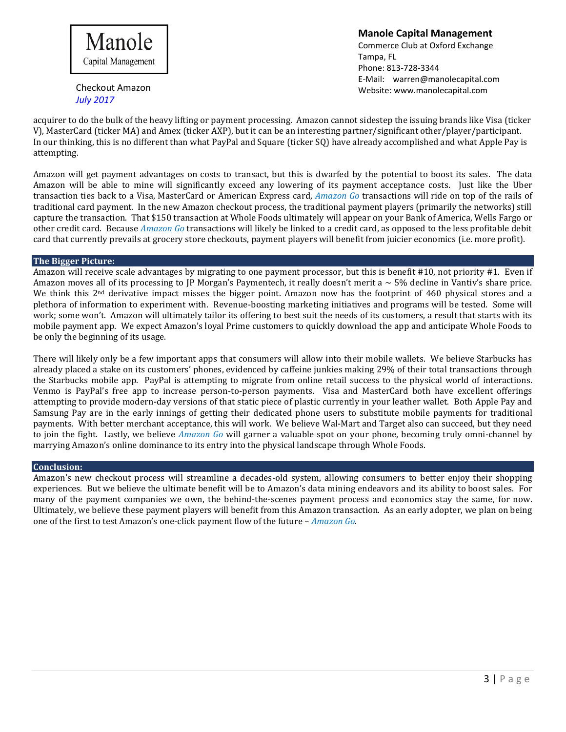acquirer to do the bulk of the heavy lifting or payment processing. Amazon cannot sidestep the issuing brands like Visa (ticker V), MasterCard (ticker MA) and Amex (ticker AXP), but it can be an interesting partner/significant other/player/participant. In our thinking, this is no different than what PayPal and Square (ticker SQ) have already accomplished and what Apple Pay is attempting.

Amazon will get payment advantages on costs to transact, but this is dwarfed by the potential to boost its sales. The data Amazon will be able to mine will significantly exceed any lowering of its payment acceptance costs. Just like the Uber transaction ties back to a Visa, MasterCard or American Express card, *Amazon Go* transactions will ride on top of the rails of traditional card payment. In the new Amazon checkout process, the traditional payment players (primarily the networks) still capture the transaction. That $150 transaction at Whole Foods ultimately will appear on your Bank of America, Wells Fargo or other credit card. Because *Amazon Go* transactions will likely be linked to a credit card, as opposed to the less profitable debit card that currently prevails at grocery store checkouts, payment players will benefit from juicier economics (i.e. more profit).

## The Bigger Picture:

Amazon will receive scale advantages by migrating to one payment processor, but this is benefit #10, not priority #1. Even if Amazon moves all of its processing to JP Morgan's Paymentech, it really doesn't merit a ~ 5% decline in Vantiv's share price. We think this 2nd derivative impact misses the bigger point. Amazon now has the footprint of 460 physical stores and a plethora of information to experiment with. Revenue-boosting marketing initiatives and programs will be tested. Some will work; some won't. Amazon will ultimately tailor its offering to best suit the needs of its customers, a result that starts with its mobile payment app. We expect Amazon's loyal Prime customers to quickly download the app and anticipate Whole Foods to be only the beginning of its usage.

There will likely only be a few important apps that consumers will allow into their mobile wallets. We believe Starbucks has already placed a stake on its customers' phones, evidenced by caffeine junkies making 29% of their total transactions through the Starbucks mobile app. PayPal is attempting to migrate from online retail success to the physical world of interactions. Venmo is PayPal's free app to increase person-to-person payments. Visa and MasterCard both have excellent offerings attempting to provide modern-day versions of that static piece of plastic currently in your leather wallet. Both Apple Pay and Samsung Pay are in the early innings of getting their dedicated phone users to substitute mobile payments for traditional payments. With better merchant acceptance, this will work. We believe Wal-Mart and Target also can succeed, but they need to join the fight. Lastly, we believe *Amazon Go* will garner a valuable spot on your phone, becoming truly omni-channel by marrying Amazon's online dominance to its entry into the physical landscape through Whole Foods.

## Conclusion:

Amazon's new checkout process will streamline a decades-old system, allowing consumers to better enjoy their shopping experiences. But we believe the ultimate benefit will be to Amazon's data mining endeavors and its ability to boost sales. For many of the payment companies we own, the behind-the-scenes payment process and economics stay the same, for now. Ultimately, we believe these payment players will benefit from this Amazon transaction. As an early adopter, we plan on being one of the first to test Amazon's one-click payment flow of the future – *Amazon Go*.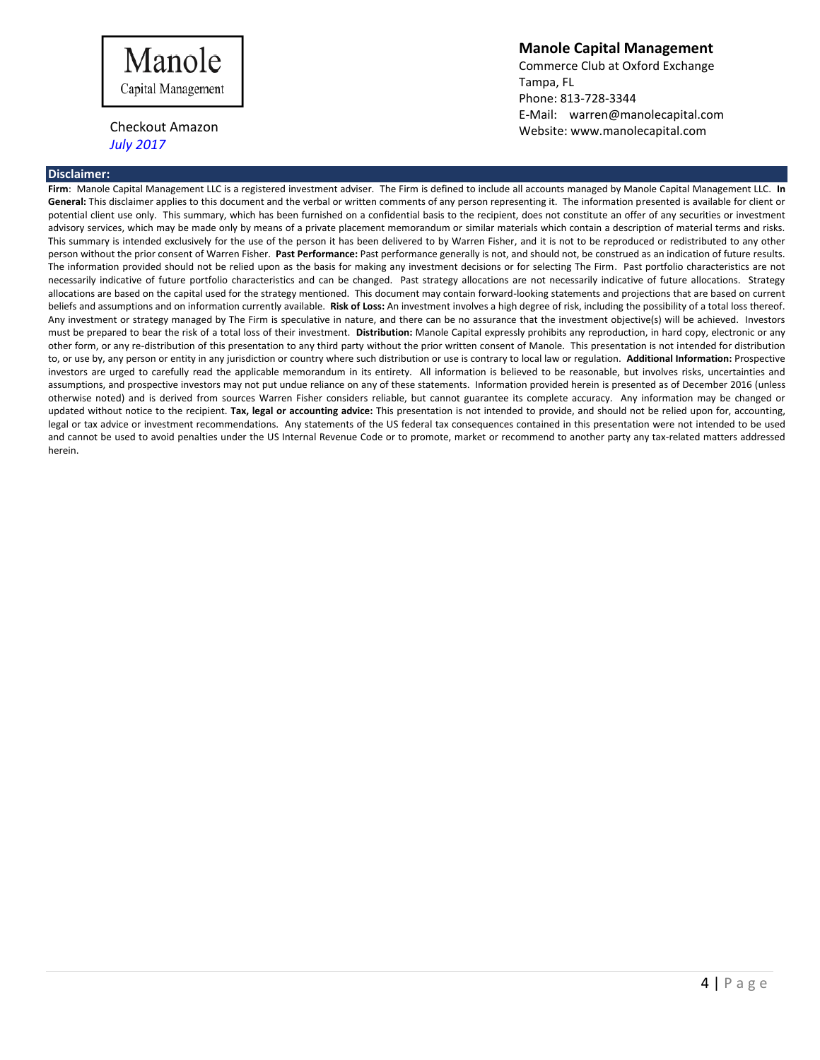Manole

Capital Management

Checkout Amazon

*July 2017*

**Manole Capital Management**

Commerce Club at Oxford Exchange

Tampa, FL

Phone: 813-728-3344

E-Mail: warren@manolecapital.com

Website: www.manolecapital.com

## Disclaimer:

**Firm**: Manole Capital Management LLC is a registered investment adviser. The Firm is defined to include all accounts managed by Manole Capital Management LLC. **In General:** This disclaimer applies to this document and the verbal or written comments of any person representing it. The information presented is available for client or potential client use only. This summary, which has been furnished on a confidential basis to the recipient, does not constitute an offer of any securities or investment advisory services, which may be made only by means of a private placement memorandum or similar materials which contain a description of material terms and risks. This summary is intended exclusively for the use of the person it has been delivered to by Warren Fisher, and it is not to be reproduced or redistributed to any other person without the prior consent of Warren Fisher. **Past Performance:** Past performance generally is not, and should not, be construed as an indication of future results. The information provided should not be relied upon as the basis for making any investment decisions or for selecting The Firm. Past portfolio characteristics are not necessarily indicative of future portfolio characteristics and can be changed. Past strategy allocations are not necessarily indicative of future allocations. Strategy allocations are based on the capital used for the strategy mentioned. This document may contain forward-looking statements and projections that are based on current beliefs and assumptions and on information currently available. **Risk of Loss:** An investment involves a high degree of risk, including the possibility of a total loss thereof. Any investment or strategy managed by The Firm is speculative in nature, and there can be no assurance that the investment objective(s) will be achieved. Investors must be prepared to bear the risk of a total loss of their investment. **Distribution:** Manole Capital expressly prohibits any reproduction, in hard copy, electronic or any other form, or any re-distribution of this presentation to any third party without the prior written consent of Manole. This presentation is not intended for distribution to, or use by, any person or entity in any jurisdiction or country where such distribution or use is contrary to local law or regulation. **Additional Information:** Prospective investors are urged to carefully read the applicable memorandum in its entirety. All information is believed to be reasonable, but involves risks, uncertainties and assumptions, and prospective investors may not put undue reliance on any of these statements. Information provided herein is presented as of December 2016 (unless otherwise noted) and is derived from sources Warren Fisher considers reliable, but cannot guarantee its complete accuracy. Any information may be changed or updated without notice to the recipient. **Tax, legal or accounting advice:** This presentation is not intended to provide, and should not be relied upon for, accounting, legal or tax advice or investment recommendations. Any statements of the US federal tax consequences contained in this presentation were not intended to be used and cannot be used to avoid penalties under the US Internal Revenue Code or to promote, market or recommend to another party any tax-related matters addressed herein.